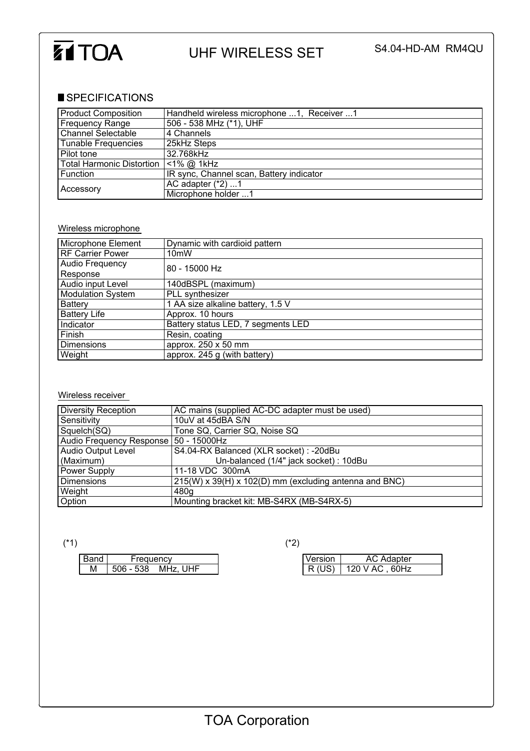# TOA

## UHF WIRELESS SET

S4.04-HD-AM RM4QU

### SPECIFICATIONS

| | |
|---|---|
| Product Composition | Handheld wireless microphone ...1, Receiver ...1 |
| Frequency Range | 506 - 538 MHz (*1), UHF |
| Channel Selectable | 4 Channels |
| Tunable Frequencies | 25kHz Steps |
| Pilot tone | 32.768kHz |
| Total Harmonic Distortion | <1% @ 1kHz |
| Function | IR sync, Channel scan, Battery indicator |
| Accessory | AC adapter (*2) ...1 |
| | Microphone holder ...1 |

Wireless microphone

| | |
|---|---|
| Microphone Element | Dynamic with cardioid pattern |
| RF Carrier Power | 10mW |
| Audio Frequency Response | 80 - 15000 Hz |
| Audio input Level | 140dBSPL (maximum) |
| Modulation System | PLL synthesizer |
| Battery | 1 AA size alkaline battery, 1.5 V |
| Battery Life | Approx. 10 hours |
| Indicator | Battery status LED, 7 segments LED |
| Finish | Resin, coating |
| Dimensions | approx. 250 x 50 mm |
| Weight | approx. 245 g (with battery) |

Wireless receiver

| | |
|---|---|
| Diversity Reception | AC mains (supplied AC-DC adapter must be used) |
| Sensitivity | 10uV at 45dBA S/N |
| Squelch(SQ) | Tone SQ, Carrier SQ, Noise SQ |
| Audio Frequency Response | 50 - 15000Hz |
| Audio Output Level (Maximum) | S4.04-RX Balanced (XLR socket) : -20dBu<br>Un-balanced (1/4" jack socket) : 10dBu |
| Power Supply | 11-18 VDC 300mA |
| Dimensions | 215(W) x 39(H) x 102(D) mm (excluding antenna and BNC) |
| Weight | 480g |
| Option | Mounting bracket kit: MB-S4RX (MB-S4RX-5) |

(*1)

| Band | Frequency |
|---|---|
| M | 506 - 538 MHz, UHF |

(*2)

| Version | AC Adapter |
|---|---|
| R (US) | 120 V AC , 60Hz |

TOA Corporation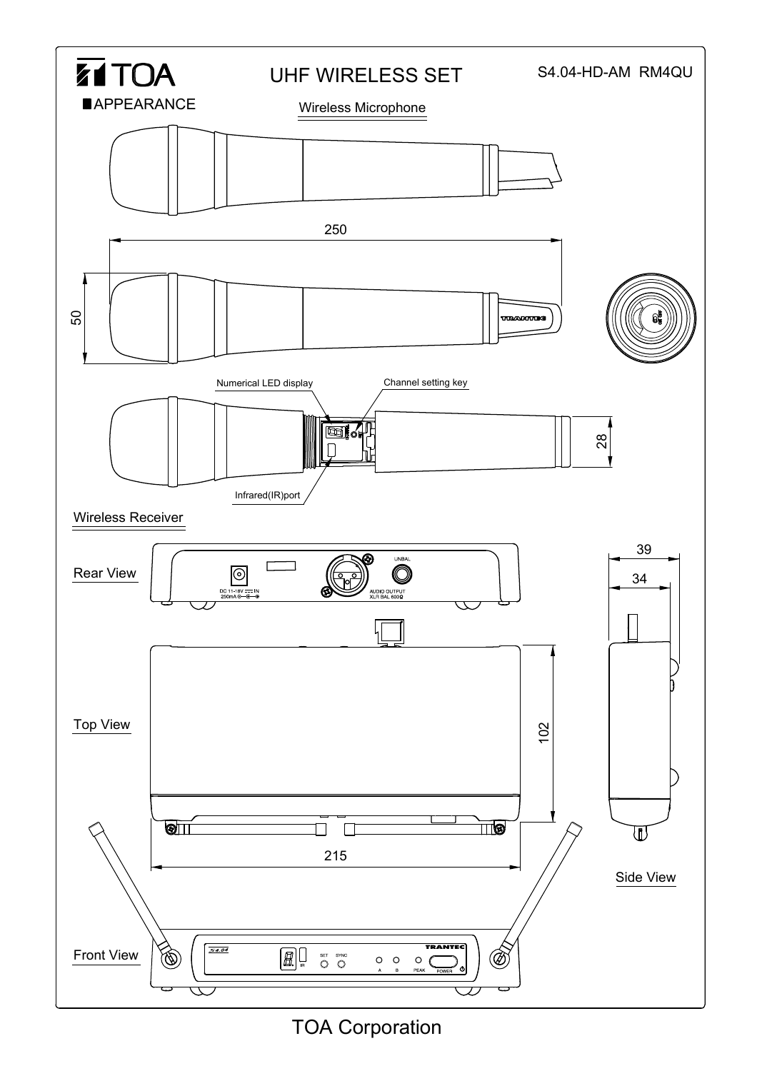TOA

# UHF WIRELESS SET

S4.04-HD-AM RM4QU

## APPEARANCE

### Wireless Microphone

250

50

Numerical LED display

Channel setting key

28

Infrared(IR)port

### Wireless Receiver

Rear View

DC 11~18V IN 250mA

UNBAL

AUDIO OUTPUT XLR BAL 600Ω

39

34

Top View

102

215

Side View

Front View

S4.04

IR

SET SYNC

A B PEAK POWER

TRANTEC

TOA Corporation